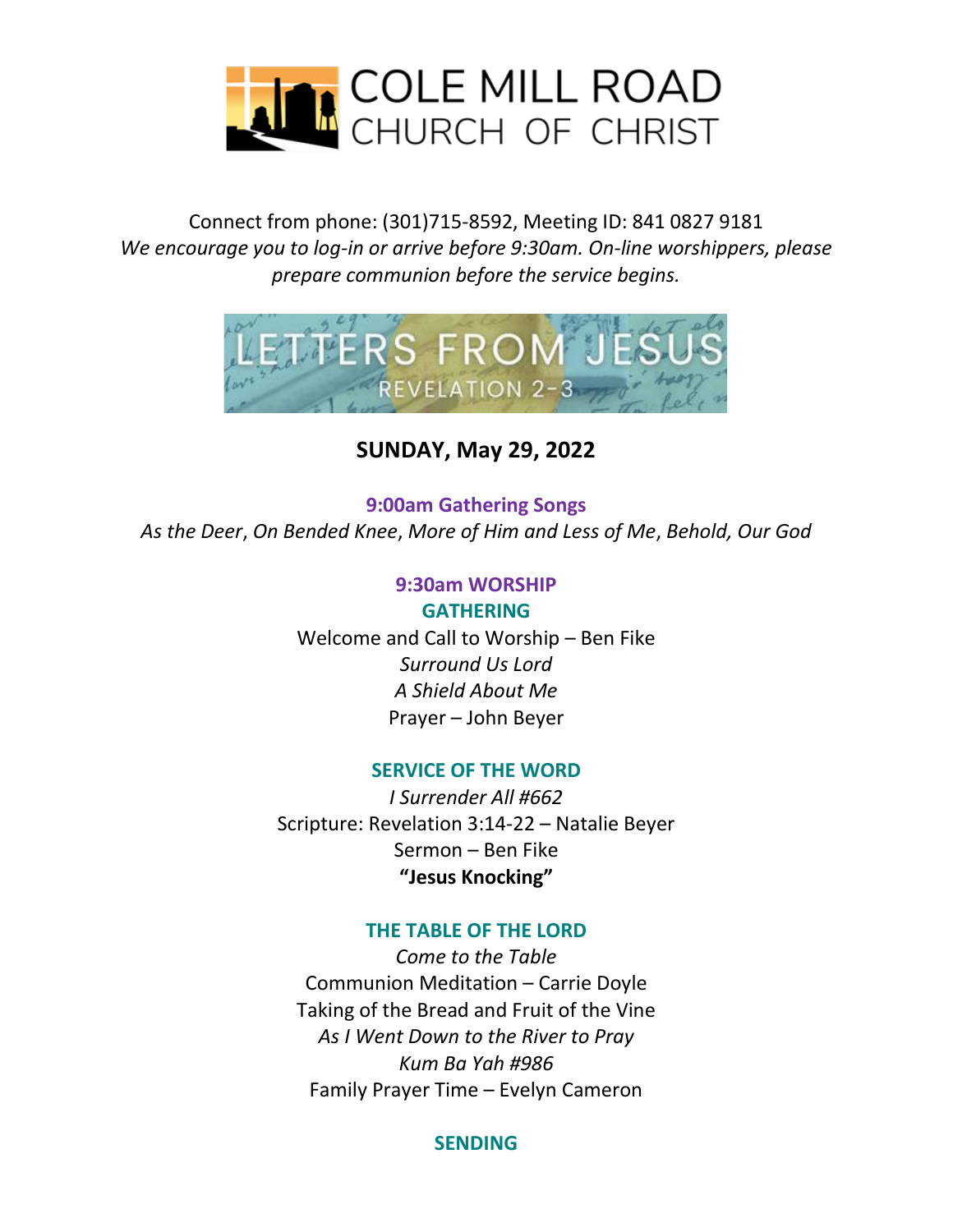# COLE MILL ROAD CHURCH OF CHRIST

Connect from phone: (301)715-8592, Meeting ID: 841 0827 9181

*We encourage you to log-in or arrive before 9:30am. On-line worshippers, please prepare communion before the service begins.*

## LETTERS FROM JESUS

REVELATION 2-3

## SUNDAY, May 29, 2022

### 9:00am Gathering Songs

*As the Deer*, *On Bended Knee*, *More of Him and Less of Me*, *Behold, Our God*

### 9:30am WORSHIP

#### GATHERING

Welcome and Call to Worship – Ben Fike

*Surround Us Lord*

*A Shield About Me*

Prayer – John Beyer

#### SERVICE OF THE WORD

*I Surrender All #662*

Scripture: Revelation 3:14-22 – Natalie Beyer

Sermon – Ben Fike

**"Jesus Knocking"**

#### THE TABLE OF THE LORD

*Come to the Table*

Communion Meditation – Carrie Doyle

Taking of the Bread and Fruit of the Vine

*As I Went Down to the River to Pray*

*Kum Ba Yah #986*

Family Prayer Time – Evelyn Cameron

#### SENDING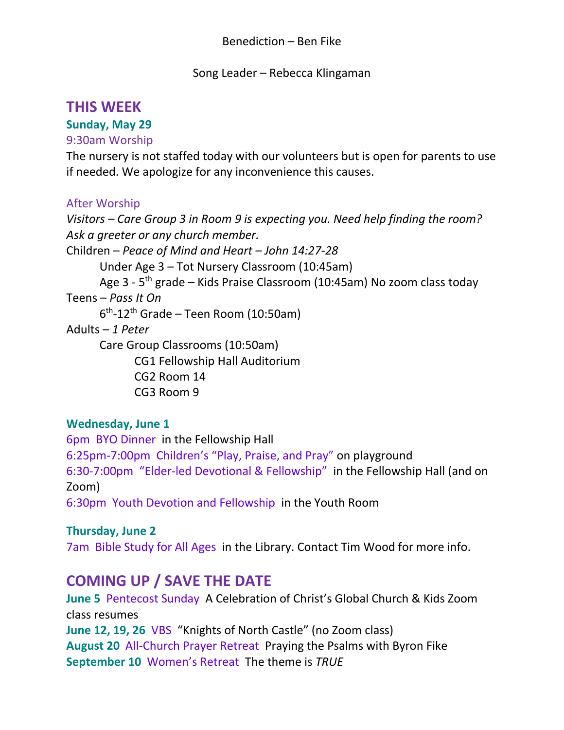Benediction – Ben Fike

Song Leader – Rebecca Klingaman

## THIS WEEK

### Sunday, May 29

9:30am Worship

The nursery is not staffed today with our volunteers but is open for parents to use if needed. We apologize for any inconvenience this causes.

After Worship

*Visitors – Care Group 3 in Room 9 is expecting you. Need help finding the room? Ask a greeter or any church member.*

Children – *Peace of Mind and Heart – John 14:27-28*

- Under Age 3 – Tot Nursery Classroom (10:45am)
- Age 3 - 5th grade – Kids Praise Classroom (10:45am) No zoom class today

Teens – *Pass It On*

- 6th-12th Grade – Teen Room (10:50am)

Adults – *1 Peter*

- Care Group Classrooms (10:50am)
  - CG1 Fellowship Hall Auditorium
  - CG2 Room 14
  - CG3 Room 9

### Wednesday, June 1

6pm BYO Dinner in the Fellowship Hall

6:25pm-7:00pm Children's "Play, Praise, and Pray" on playground

6:30-7:00pm "Elder-led Devotional & Fellowship" in the Fellowship Hall (and on Zoom)

6:30pm Youth Devotion and Fellowship in the Youth Room

### Thursday, June 2

7am Bible Study for All Ages in the Library. Contact Tim Wood for more info.

## COMING UP / SAVE THE DATE

**June 5** Pentecost Sunday A Celebration of Christ's Global Church & Kids Zoom class resumes

**June 12, 19, 26** VBS "Knights of North Castle" (no Zoom class)

**August 20** All-Church Prayer Retreat Praying the Psalms with Byron Fike

**September 10** Women's Retreat The theme is *TRUE*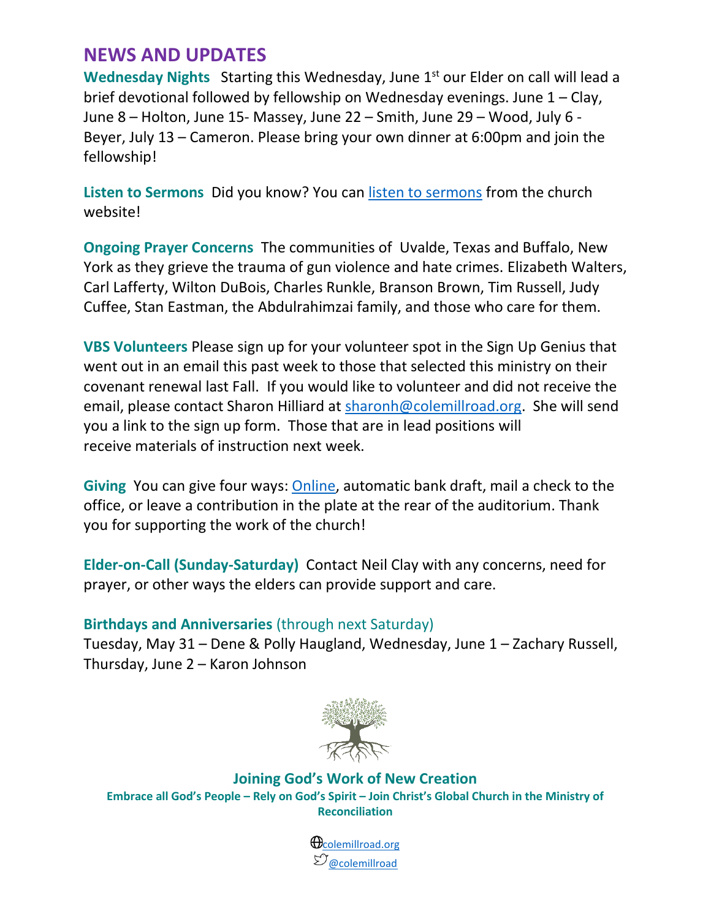## NEWS AND UPDATES

**Wednesday Nights** Starting this Wednesday, June 1st our Elder on call will lead a brief devotional followed by fellowship on Wednesday evenings. June 1 – Clay, June 8 – Holton, June 15- Massey, June 22 – Smith, June 29 – Wood, July 6 - Beyer, July 13 – Cameron. Please bring your own dinner at 6:00pm and join the fellowship!

**Listen to Sermons** Did you know? You can [listen to sermons]() from the church website!

**Ongoing Prayer Concerns** The communities of Uvalde, Texas and Buffalo, New York as they grieve the trauma of gun violence and hate crimes. Elizabeth Walters, Carl Lafferty, Wilton DuBois, Charles Runkle, Branson Brown, Tim Russell, Judy Cuffee, Stan Eastman, the Abdulrahimzai family, and those who care for them.

**VBS Volunteers** Please sign up for your volunteer spot in the Sign Up Genius that went out in an email this past week to those that selected this ministry on their covenant renewal last Fall. If you would like to volunteer and did not receive the email, please contact Sharon Hilliard at sharonh@colemillroad.org. She will send you a link to the sign up form. Those that are in lead positions will receive materials of instruction next week.

**Giving** You can give four ways: [Online](), automatic bank draft, mail a check to the office, or leave a contribution in the plate at the rear of the auditorium. Thank you for supporting the work of the church!

**Elder-on-Call (Sunday-Saturday)** Contact Neil Clay with any concerns, need for prayer, or other ways the elders can provide support and care.

**Birthdays and Anniversaries** (through next Saturday)
Tuesday, May 31 – Dene & Polly Haugland, Wednesday, June 1 – Zachary Russell, Thursday, June 2 – Karon Johnson

**Joining God's Work of New Creation**

**Embrace all God's People – Rely on God's Spirit – Join Christ's Global Church in the Ministry of Reconciliation**

colemillroad.org
@colemillroad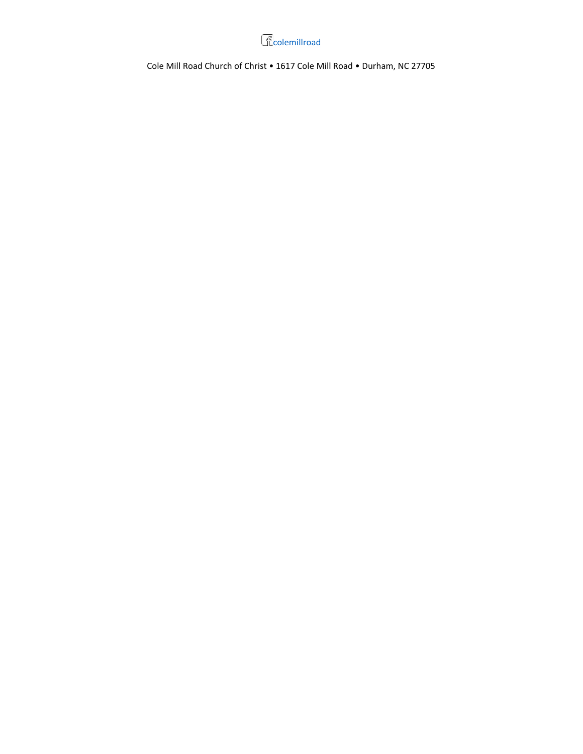colemillroad

Cole Mill Road Church of Christ • 1617 Cole Mill Road • Durham, NC 27705